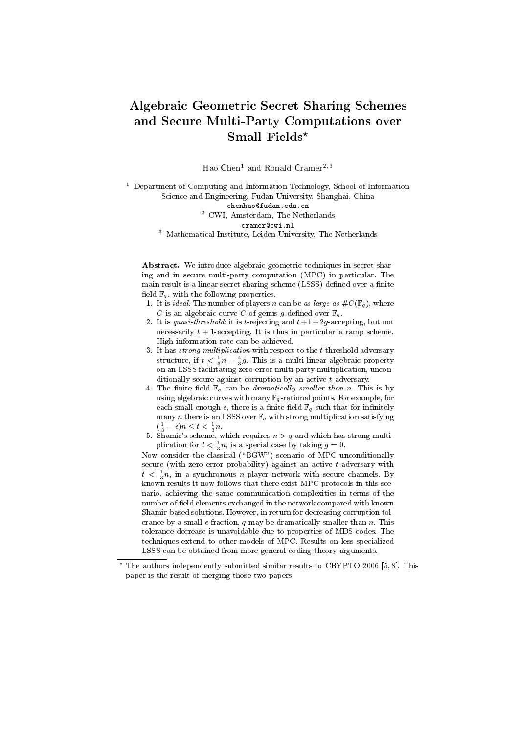# Algebraic Geometric Secret Sharing Schemes and Secure Multi-Party Computations over Small Fields*

Hao Chen[1] and Ronald Cramer[2,3]

[1] Department of Computing and Information Technology, School of Information Science and Engineering, Fudan University, Shanghai, China
chenhao@fudan.edu.cn

[2] CWI, Amsterdam, The Netherlands
cramer@cwi.nl

[3] Mathematical Institute, Leiden University, The Netherlands

**Abstract.** We introduce algebraic geometric techniques in secret sharing and in secure multi-party computation (MPC) in particular. The main result is a linear secret sharing scheme (LSSS) defined over a finite field $\mathbb{F}_q$, with the following properties.

1. It is *ideal*. The number of players $n$ can be *as large as* $\#C(\mathbb{F}_q)$, where $C$ is an algebraic curve $C$ of genus $g$ defined over $\mathbb{F}_q$.
2. It is *quasi-threshold*: it is $t$-rejecting and $t+1+2g$-accepting, but not necessarily $t+1$-accepting. It is thus in particular a ramp scheme. High information rate can be achieved.
3. It has *strong multiplication* with respect to the $t$-threshold adversary structure, if $t < \frac{1}{3}n - \frac{4}{3}g$. This is a multi-linear algebraic property on an LSSS facilitating zero-error multi-party multiplication, unconditionally secure against corruption by an active $t$-adversary.
4. The finite field $\mathbb{F}_q$ can be *dramatically smaller than* $n$. This is by using algebraic curves with many $\mathbb{F}_q$-rational points. For example, for each small enough $\epsilon$, there is a finite field $\mathbb{F}_q$ such that for infinitely many $n$ there is an LSSS over $\mathbb{F}_q$ with strong multiplication satisfying $(\frac{1}{3} - \epsilon)n \leq t < \frac{1}{3}n$.
5. Shamir's scheme, which requires $n > q$ and which has strong multiplication for $t < \frac{1}{3}n$, is a special case by taking $g = 0$.

Now consider the classical ("BGW") scenario of MPC unconditionally secure (with zero error probability) against an active $t$-adversary with $t < \frac{1}{3}n$, in a synchronous $n$-player network with secure channels. By known results it now follows that there exist MPC protocols in this scenario, achieving the same communication complexities in terms of the number of field elements exchanged in the network compared with known Shamir-based solutions. However, in return for decreasing corruption tolerance by a small $\epsilon$-fraction, $q$ may be dramatically smaller than $n$. This tolerance decrease is unavoidable due to properties of MDS codes. The techniques extend to other models of MPC. Results on less specialized LSSS can be obtained from more general coding theory arguments.

---

* The authors independently submitted similar results to CRYPTO 2006 [5, 8]. This paper is the result of merging those two papers.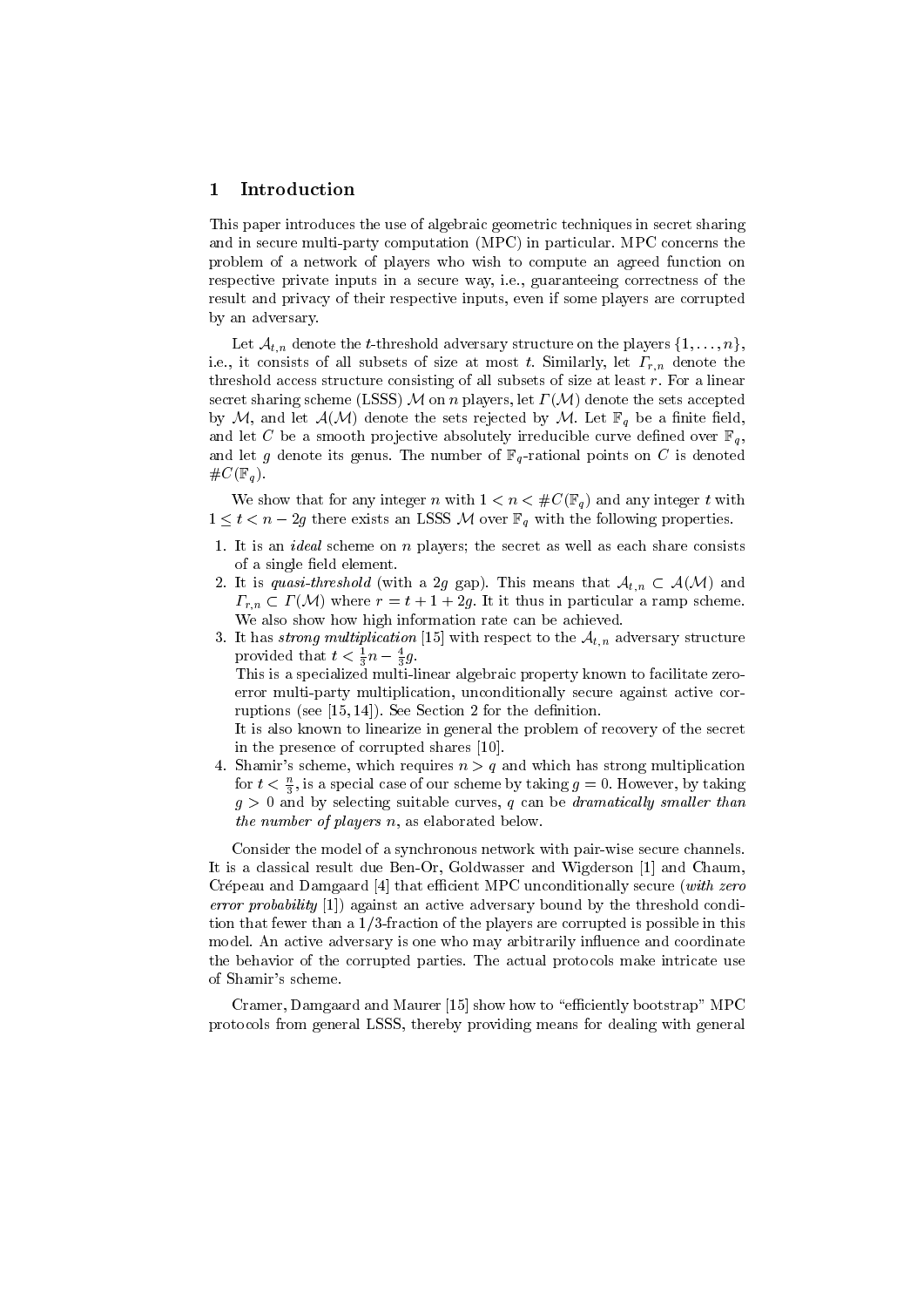## 1 Introduction

This paper introduces the use of algebraic geometric techniques in secret sharing and in secure multi-party computation (MPC) in particular. MPC concerns the problem of a network of players who wish to compute an agreed function on respective private inputs in a secure way, i.e., guaranteeing correctness of the result and privacy of their respective inputs, even if some players are corrupted by an adversary.

Let $\mathcal{A}_{t,n}$ denote the $t$-threshold adversary structure on the players $\{1, \ldots, n\}$, i.e., it consists of all subsets of size at most $t$. Similarly, let $\Gamma_{r,n}$ denote the threshold access structure consisting of all subsets of size at least $r$. For a linear secret sharing scheme (LSSS) $\mathcal{M}$ on $n$ players, let $\Gamma(\mathcal{M})$ denote the sets accepted by $\mathcal{M}$, and let $\mathcal{A}(\mathcal{M})$ denote the sets rejected by $\mathcal{M}$. Let $\mathbb{F}_q$ be a finite field, and let $C$ be a smooth projective absolutely irreducible curve defined over $\mathbb{F}_q$, and let $g$ denote its genus. The number of $\mathbb{F}_q$-rational points on $C$ is denoted $\#C(\mathbb{F}_q)$.

We show that for any integer $n$ with $1 < n < \#C(\mathbb{F}_q)$ and any integer $t$ with $1 \leq t < n - 2g$ there exists an LSSS $\mathcal{M}$ over $\mathbb{F}_q$ with the following properties.

1. It is an *ideal* scheme on $n$ players; the secret as well as each share consists of a single field element.
2. It is *quasi-threshold* (with a $2g$ gap). This means that $\mathcal{A}_{t,n} \subset \mathcal{A}(\mathcal{M})$ and $\Gamma_{r,n} \subset \Gamma(\mathcal{M})$ where $r = t + 1 + 2g$. It it thus in particular a ramp scheme. We also show how high information rate can be achieved.
3. It has *strong multiplication* [15] with respect to the $\mathcal{A}_{t,n}$ adversary structure provided that $t < \frac{1}{3}n - \frac{4}{3}g$.
   This is a specialized multi-linear algebraic property known to facilitate zero-error multi-party multiplication, unconditionally secure against active corruptions (see [15, 14]). See Section 2 for the definition.
   It is also known to linearize in general the problem of recovery of the secret in the presence of corrupted shares [10].
4. Shamir's scheme, which requires $n > q$ and which has strong multiplication for $t < \frac{n}{3}$, is a special case of our scheme by taking $g = 0$. However, by taking $g > 0$ and by selecting suitable curves, $q$ can be *dramatically smaller than the number of players* $n$, as elaborated below.

Consider the model of a synchronous network with pair-wise secure channels. It is a classical result due Ben-Or, Goldwasser and Wigderson [1] and Chaum, Crépeau and Damgaard [4] that efficient MPC unconditionally secure (*with zero error probability* [1]) against an active adversary bound by the threshold condition that fewer than a 1/3-fraction of the players are corrupted is possible in this model. An active adversary is one who may arbitrarily influence and coordinate the behavior of the corrupted parties. The actual protocols make intricate use of Shamir's scheme.

Cramer, Damgaard and Maurer [15] show how to "efficiently bootstrap" MPC protocols from general LSSS, thereby providing means for dealing with general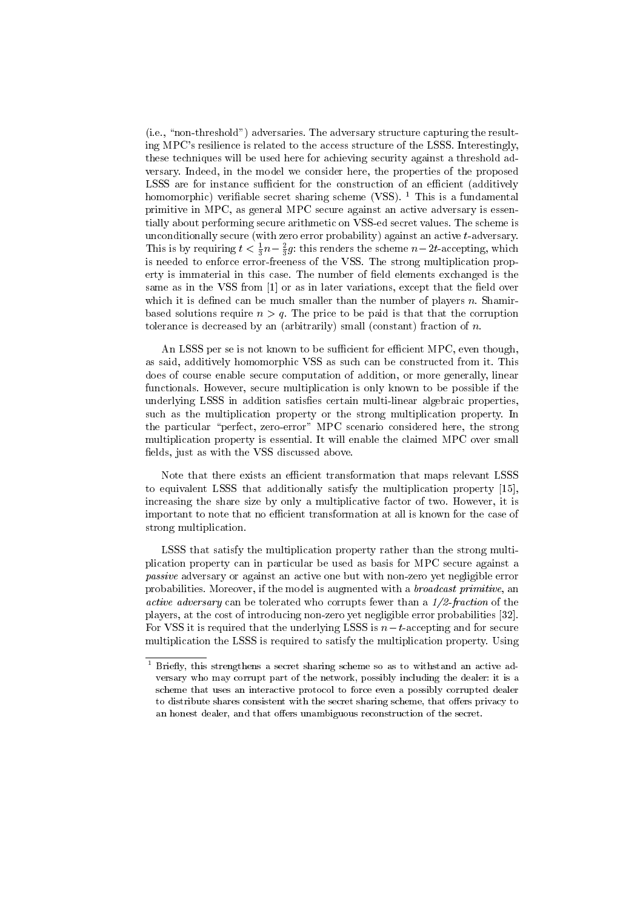(i.e., "non-threshold") adversaries. The adversary structure capturing the resulting MPC's resilience is related to the access structure of the LSSS. Interestingly, these techniques will be used here for achieving security against a threshold adversary. Indeed, in the model we consider here, the properties of the proposed LSSS are for instance sufficient for the construction of an efficient (additively homomorphic) verifiable secret sharing scheme (VSS). [1] This is a fundamental primitive in MPC, as general MPC secure against an active adversary is essentially about performing secure arithmetic on VSS-ed secret values. The scheme is unconditionally secure (with zero error probability) against an active $t$-adversary. This is by requiring $t < \frac{1}{3}n - \frac{2}{3}g$: this renders the scheme $n-2t$-accepting, which is needed to enforce error-freeness of the VSS. The strong multiplication property is immaterial in this case. The number of field elements exchanged is the same as in the VSS from [1] or as in later variations, except that the field over which it is defined can be much smaller than the number of players $n$. Shamir-based solutions require $n > q$. The price to be paid is that that the corruption tolerance is decreased by an (arbitrarily) small (constant) fraction of $n$.

An LSSS per se is not known to be sufficient for efficient MPC, even though, as said, additively homomorphic VSS as such can be constructed from it. This does of course enable secure computation of addition, or more generally, linear functionals. However, secure multiplication is only known to be possible if the underlying LSSS in addition satisfies certain multi-linear algebraic properties, such as the multiplication property or the strong multiplication property. In the particular "perfect, zero-error" MPC scenario considered here, the strong multiplication property is essential. It will enable the claimed MPC over small fields, just as with the VSS discussed above.

Note that there exists an efficient transformation that maps relevant LSSS to equivalent LSSS that additionally satisfy the multiplication property [15], increasing the share size by only a multiplicative factor of two. However, it is important to note that no efficient transformation at all is known for the case of strong multiplication.

LSSS that satisfy the multiplication property rather than the strong multiplication property can in particular be used as basis for MPC secure against a *passive* adversary or against an active one but with non-zero yet negligible error probabilities. Moreover, if the model is augmented with a *broadcast primitive*, an *active adversary* can be tolerated who corrupts fewer than a *1/2-fraction* of the players, at the cost of introducing non-zero yet negligible error probabilities [32]. For VSS it is required that the underlying LSSS is $n-t$-accepting and for secure multiplication the LSSS is required to satisfy the multiplication property. Using

---

[1] Briefly, this strengthens a secret sharing scheme so as to withstand an active adversary who may corrupt part of the network, possibly including the dealer: it is a scheme that uses an interactive protocol to force even a possibly corrupted dealer to distribute shares consistent with the secret sharing scheme, that offers privacy to an honest dealer, and that offers unambiguous reconstruction of the secret.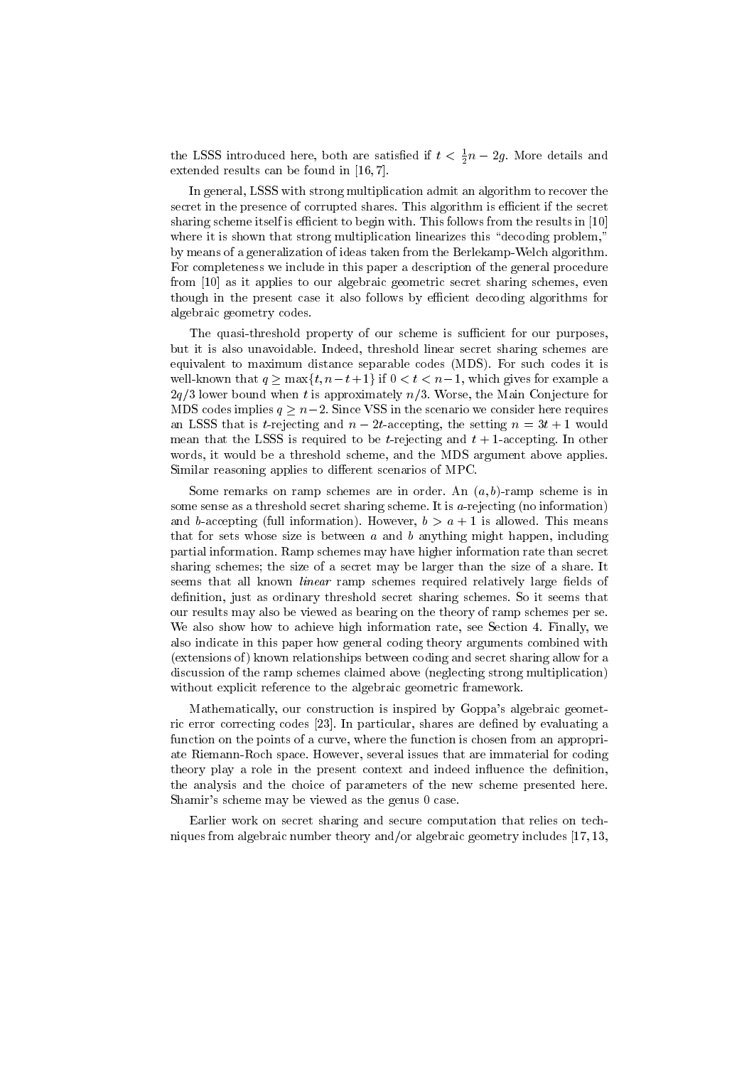the LSSS introduced here, both are satisfied if $t < \frac{1}{2}n - 2g$. More details and extended results can be found in [16, 7].

In general, LSSS with strong multiplication admit an algorithm to recover the secret in the presence of corrupted shares. This algorithm is efficient if the secret sharing scheme itself is efficient to begin with. This follows from the results in [10] where it is shown that strong multiplication linearizes this "decoding problem," by means of a generalization of ideas taken from the Berlekamp-Welch algorithm. For completeness we include in this paper a description of the general procedure from [10] as it applies to our algebraic geometric secret sharing schemes, even though in the present case it also follows by efficient decoding algorithms for algebraic geometry codes.

The quasi-threshold property of our scheme is sufficient for our purposes, but it is also unavoidable. Indeed, threshold linear secret sharing schemes are equivalent to maximum distance separable codes (MDS). For such codes it is well-known that $q \geq \max\{t, n-t+1\}$ if $0 < t < n-1$, which gives for example a $2q/3$ lower bound when $t$ is approximately $n/3$. Worse, the Main Conjecture for MDS codes implies $q \geq n-2$. Since VSS in the scenario we consider here requires an LSSS that is $t$-rejecting and $n-2t$-accepting, the setting $n = 3t+1$ would mean that the LSSS is required to be $t$-rejecting and $t+1$-accepting. In other words, it would be a threshold scheme, and the MDS argument above applies. Similar reasoning applies to different scenarios of MPC.

Some remarks on ramp schemes are in order. An $(a, b)$-ramp scheme is in some sense as a threshold secret sharing scheme. It is $a$-rejecting (no information) and $b$-accepting (full information). However, $b > a+1$ is allowed. This means that for sets whose size is between $a$ and $b$ anything might happen, including partial information. Ramp schemes may have higher information rate than secret sharing schemes; the size of a secret may be larger than the size of a share. It seems that all known *linear* ramp schemes required relatively large fields of definition, just as ordinary threshold secret sharing schemes. So it seems that our results may also be viewed as bearing on the theory of ramp schemes per se. We also show how to achieve high information rate, see Section 4. Finally, we also indicate in this paper how general coding theory arguments combined with (extensions of) known relationships between coding and secret sharing allow for a discussion of the ramp schemes claimed above (neglecting strong multiplication) without explicit reference to the algebraic geometric framework.

Mathematically, our construction is inspired by Goppa's algebraic geometric error correcting codes [23]. In particular, shares are defined by evaluating a function on the points of a curve, where the function is chosen from an appropriate Riemann-Roch space. However, several issues that are immaterial for coding theory play a role in the present context and indeed influence the definition, the analysis and the choice of parameters of the new scheme presented here. Shamir's scheme may be viewed as the genus 0 case.

Earlier work on secret sharing and secure computation that relies on techniques from algebraic number theory and/or algebraic geometry includes [17, 13,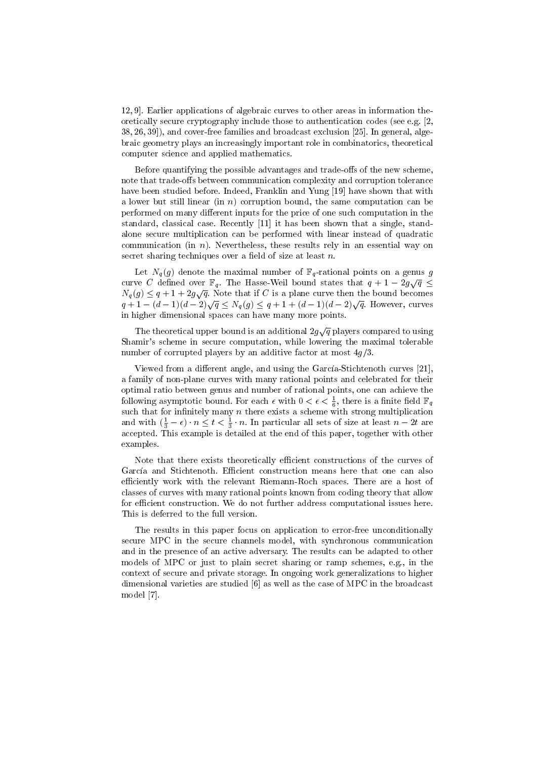12, 9]. Earlier applications of algebraic curves to other areas in information theoretically secure cryptography include those to authentication codes (see e.g. [2, 38, 26, 39]), and cover-free families and broadcast exclusion [25]. In general, algebraic geometry plays an increasingly important role in combinatorics, theoretical computer science and applied mathematics.

Before quantifying the possible advantages and trade-offs of the new scheme, note that trade-offs between communication complexity and corruption tolerance have been studied before. Indeed, Franklin and Yung [19] have shown that with a lower but still linear (in $n$) corruption bound, the same computation can be performed on many different inputs for the price of one such computation in the standard, classical case. Recently [11] it has been shown that a single, stand-alone secure multiplication can be performed with linear instead of quadratic communication (in $n$). Nevertheless, these results rely in an essential way on secret sharing techniques over a field of size at least $n$.

Let $N_q(g)$ denote the maximal number of $\mathbb{F}_q$-rational points on a genus $g$ curve $C$ defined over $\mathbb{F}_q$. The Hasse-Weil bound states that $q + 1 - 2g\sqrt{q} \leq N_q(g) \leq q + 1 + 2g\sqrt{q}$. Note that if $C$ is a plane curve then the bound becomes $q + 1 - (d-1)(d-2)\sqrt{q} \leq N_q(g) \leq q + 1 + (d-1)(d-2)\sqrt{q}$. However, curves in higher dimensional spaces can have many more points.

The theoretical upper bound is an additional $2g\sqrt{q}$ players compared to using Shamir's scheme in secure computation, while lowering the maximal tolerable number of corrupted players by an additive factor at most $4g/3$.

Viewed from a different angle, and using the García-Stichtenoth curves [21], a family of non-plane curves with many rational points and celebrated for their optimal ratio between genus and number of rational points, one can achieve the following asymptotic bound. For each $\epsilon$ with $0 < \epsilon < \frac{1}{6}$, there is a finite field $\mathbb{F}_q$ such that for infinitely many $n$ there exists a scheme with strong multiplication and with $(\frac{1}{3} - \epsilon) \cdot n \leq t < \frac{1}{3} \cdot n$. In particular all sets of size at least $n - 2t$ are accepted. This example is detailed at the end of this paper, together with other examples.

Note that there exists theoretically efficient constructions of the curves of García and Stichtenoth. Efficient construction means here that one can also efficiently work with the relevant Riemann-Roch spaces. There are a host of classes of curves with many rational points known from coding theory that allow for efficient construction. We do not further address computational issues here. This is deferred to the full version.

The results in this paper focus on application to error-free unconditionally secure MPC in the secure channels model, with synchronous communication and in the presence of an active adversary. The results can be adapted to other models of MPC or just to plain secret sharing or ramp schemes, e.g., in the context of secure and private storage. In ongoing work generalizations to higher dimensional varieties are studied [6] as well as the case of MPC in the broadcast model [7].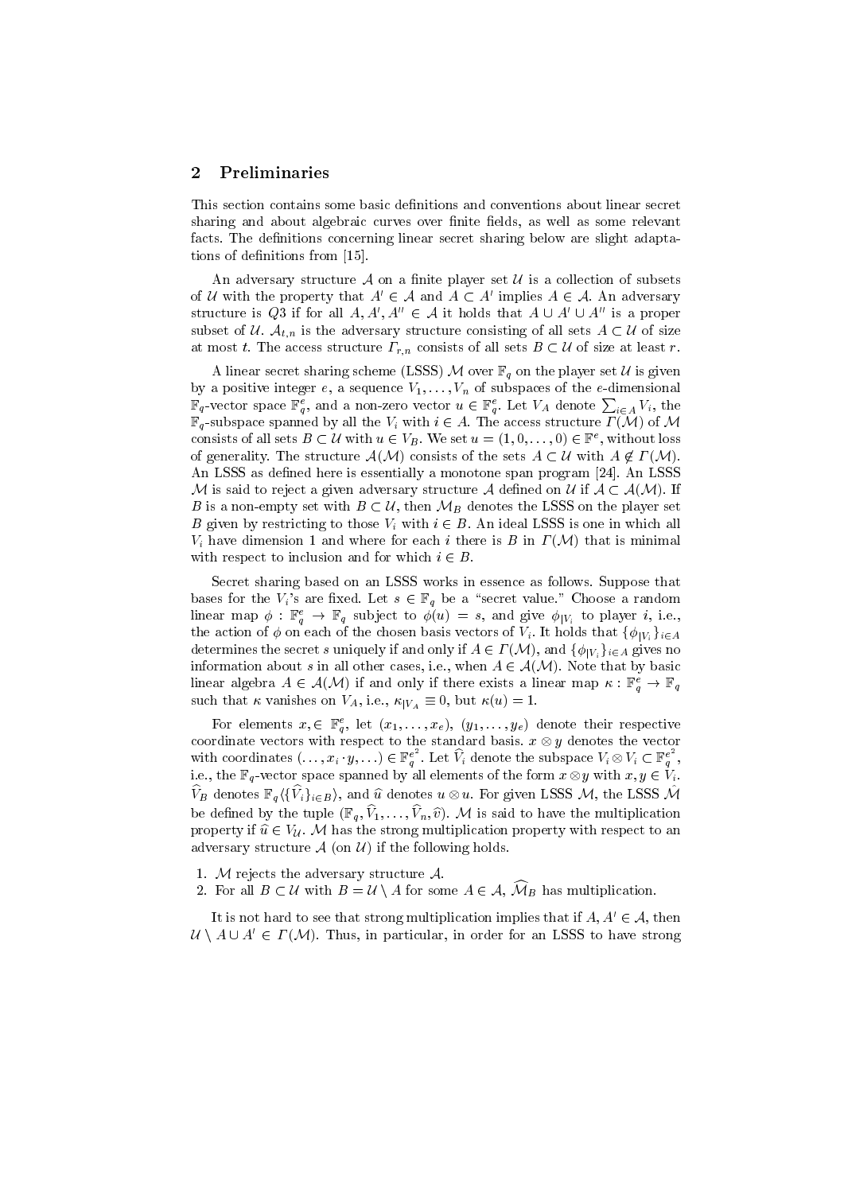## 2 Preliminaries

This section contains some basic definitions and conventions about linear secret sharing and about algebraic curves over finite fields, as well as some relevant facts. The definitions concerning linear secret sharing below are slight adaptations of definitions from [15].

An adversary structure $\mathcal{A}$ on a finite player set $\mathcal{U}$ is a collection of subsets of $\mathcal{U}$ with the property that $A' \in \mathcal{A}$ and $A \subset A'$ implies $A \in \mathcal{A}$. An adversary structure is $Q3$ if for all $A, A', A'' \in \mathcal{A}$ it holds that $A \cup A' \cup A''$ is a proper subset of $\mathcal{U}$. $\mathcal{A}_{t,n}$ is the adversary structure consisting of all sets $A \subset \mathcal{U}$ of size at most $t$. The access structure $\Gamma_{r,n}$ consists of all sets $B \subset \mathcal{U}$ of size at least $r$.

A linear secret sharing scheme (LSSS) $\mathcal{M}$ over $\mathbb{F}_q$ on the player set $\mathcal{U}$ is given by a positive integer $e$, a sequence $V_1, \ldots, V_n$ of subspaces of the $e$-dimensional $\mathbb{F}_q$-vector space $\mathbb{F}_q^e$, and a non-zero vector $u \in \mathbb{F}_q^e$. Let $V_A$ denote $\sum_{i \in A} V_i$, the $\mathbb{F}_q$-subspace spanned by all the $V_i$ with $i \in A$. The access structure $\Gamma(\mathcal{M})$ of $\mathcal{M}$ consists of all sets $B \subset \mathcal{U}$ with $u \in V_B$. We set $u = (1, 0, \ldots, 0) \in \mathbb{F}^e$, without loss of generality. The structure $\mathcal{A}(\mathcal{M})$ consists of the sets $A \subset \mathcal{U}$ with $A \notin \Gamma(\mathcal{M})$. An LSSS as defined here is essentially a monotone span program [24]. An LSSS $\mathcal{M}$ is said to reject a given adversary structure $\mathcal{A}$ defined on $\mathcal{U}$ if $\mathcal{A} \subset \mathcal{A}(\mathcal{M})$. If $B$ is a non-empty set with $B \subset \mathcal{U}$, then $\mathcal{M}_B$ denotes the LSSS on the player set $B$ given by restricting to those $V_i$ with $i \in B$. An ideal LSSS is one in which all $V_i$ have dimension 1 and where for each $i$ there is $B$ in $\Gamma(\mathcal{M})$ that is minimal with respect to inclusion and for which $i \in B$.

Secret sharing based on an LSSS works in essence as follows. Suppose that bases for the $V_i$'s are fixed. Let $s \in \mathbb{F}_q$ be a "secret value." Choose a random linear map $\phi : \mathbb{F}_q^e \to \mathbb{F}_q$ subject to $\phi(u) = s$, and give $\phi_{|V_i}$ to player $i$, i.e., the action of $\phi$ on each of the chosen basis vectors of $V_i$. It holds that $\{\phi_{|V_i}\}_{i \in A}$ determines the secret $s$ uniquely if and only if $A \in \Gamma(\mathcal{M})$, and $\{\phi_{|V_i}\}_{i \in A}$ gives no information about $s$ in all other cases, i.e., when $A \in \mathcal{A}(\mathcal{M})$. Note that by basic linear algebra $A \in \mathcal{A}(\mathcal{M})$ if and only if there exists a linear map $\kappa : \mathbb{F}_q^e \to \mathbb{F}_q$ such that $\kappa$ vanishes on $V_A$, i.e., $\kappa_{|V_A} \equiv 0$, but $\kappa(u) = 1$.

For elements $x, \in \mathbb{F}_q^e$, let $(x_1, \ldots, x_e)$, $(y_1, \ldots, y_e)$ denote their respective coordinate vectors with respect to the standard basis. $x \otimes y$ denotes the vector with coordinates $(\ldots, x_i \cdot y, \ldots) \in \mathbb{F}_q^{e^2}$. Let $\widehat{V}_i$ denote the subspace $V_i \otimes V_i \subset \mathbb{F}_q^{e^2}$, i.e., the $\mathbb{F}_q$-vector space spanned by all elements of the form $x \otimes y$ with $x, y \in V_i$. $\widehat{V}_B$ denotes $\mathbb{F}_q \langle \{\widehat{V}_i\}_{i \in B} \rangle$, and $\widehat{u}$ denotes $u \otimes u$. For given LSSS $\mathcal{M}$, the LSSS $\hat{\mathcal{M}}$ be defined by the tuple $(\mathbb{F}_q, \widehat{V}_1, \ldots, \widehat{V}_n, \widehat{v})$. $\mathcal{M}$ is said to have the multiplication property if $\widehat{u} \in V_{\mathcal{U}}$. $\mathcal{M}$ has the strong multiplication property with respect to an adversary structure $\mathcal{A}$ (on $\mathcal{U}$) if the following holds.

1. $\mathcal{M}$ rejects the adversary structure $\mathcal{A}$.
2. For all $B \subset \mathcal{U}$ with $B = \mathcal{U} \setminus A$ for some $A \in \mathcal{A}$, $\widehat{\mathcal{M}}_B$ has multiplication.

It is not hard to see that strong multiplication implies that if $A, A' \in \mathcal{A}$, then $\mathcal{U} \setminus A \cup A' \in \Gamma(\mathcal{M})$. Thus, in particular, in order for an LSSS to have strong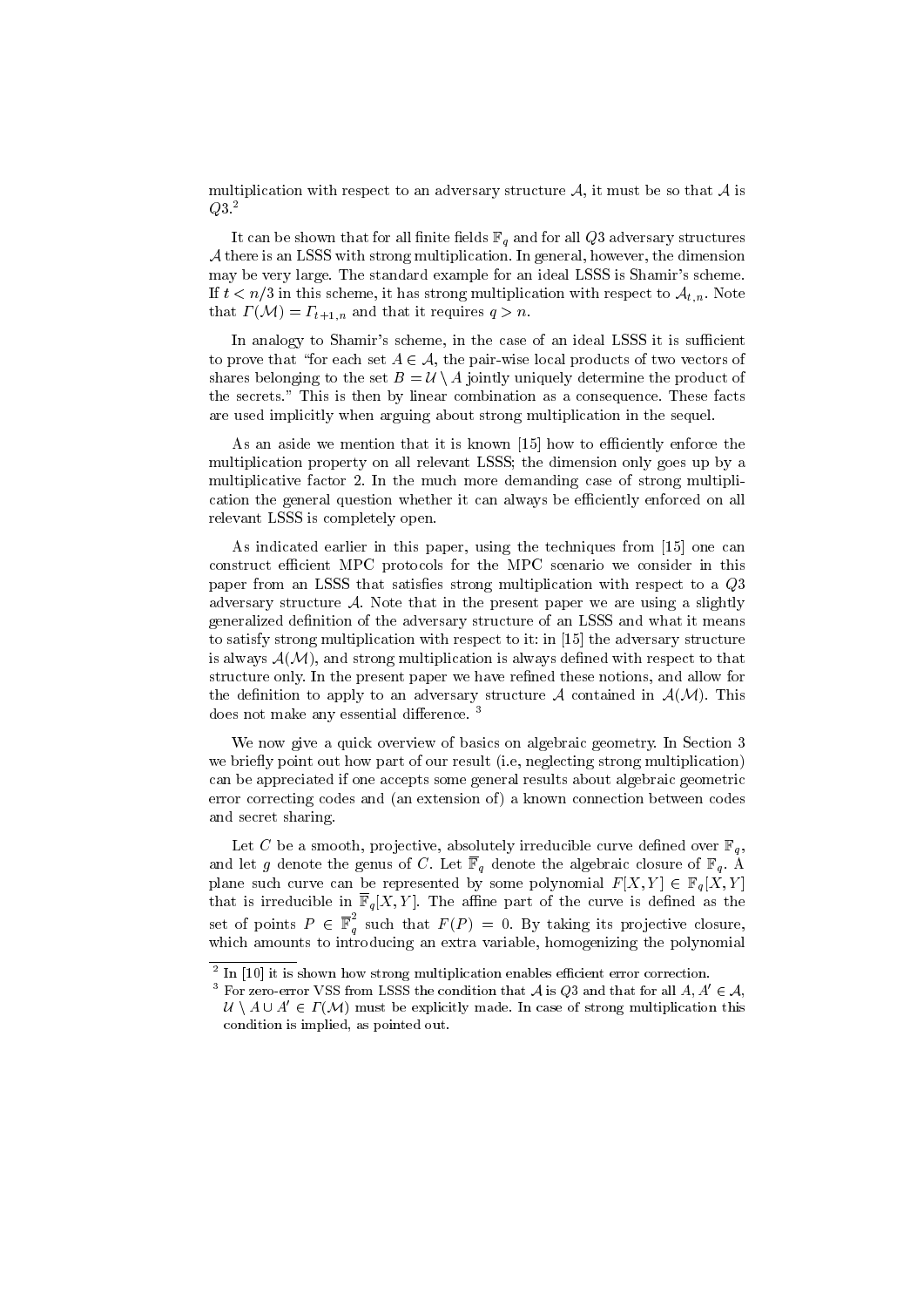multiplication with respect to an adversary structure $\mathcal{A}$, it must be so that $\mathcal{A}$ is $Q3$.[2]

It can be shown that for all finite fields $\mathbb{F}_q$ and for all $Q3$ adversary structures $\mathcal{A}$ there is an LSSS with strong multiplication. In general, however, the dimension may be very large. The standard example for an ideal LSSS is Shamir's scheme. If $t < n/3$ in this scheme, it has strong multiplication with respect to $\mathcal{A}_{t,n}$. Note that $\Gamma(\mathcal{M}) = \Gamma_{t+1,n}$ and that it requires $q > n$.

In analogy to Shamir's scheme, in the case of an ideal LSSS it is sufficient to prove that "for each set $A \in \mathcal{A}$, the pair-wise local products of two vectors of shares belonging to the set $B = \mathcal{U} \setminus A$ jointly uniquely determine the product of the secrets." This is then by linear combination as a consequence. These facts are used implicitly when arguing about strong multiplication in the sequel.

As an aside we mention that it is known [15] how to efficiently enforce the multiplication property on all relevant LSSS; the dimension only goes up by a multiplicative factor 2. In the much more demanding case of strong multiplication the general question whether it can always be efficiently enforced on all relevant LSSS is completely open.

As indicated earlier in this paper, using the techniques from [15] one can construct efficient MPC protocols for the MPC scenario we consider in this paper from an LSSS that satisfies strong multiplication with respect to a $Q3$ adversary structure $\mathcal{A}$. Note that in the present paper we are using a slightly generalized definition of the adversary structure of an LSSS and what it means to satisfy strong multiplication with respect to it: in [15] the adversary structure is always $\mathcal{A}(\mathcal{M})$, and strong multiplication is always defined with respect to that structure only. In the present paper we have refined these notions, and allow for the definition to apply to an adversary structure $\mathcal{A}$ contained in $\mathcal{A}(\mathcal{M})$. This does not make any essential difference.[3]

We now give a quick overview of basics on algebraic geometry. In Section 3 we briefly point out how part of our result (i.e, neglecting strong multiplication) can be appreciated if one accepts some general results about algebraic geometric error correcting codes and (an extension of) a known connection between codes and secret sharing.

Let $C$ be a smooth, projective, absolutely irreducible curve defined over $\mathbb{F}_q$, and let $g$ denote the genus of $C$. Let $\overline{\mathbb{F}}_q$ denote the algebraic closure of $\mathbb{F}_q$. A plane such curve can be represented by some polynomial $F[X,Y] \in \mathbb{F}_q[X,Y]$ that is irreducible in $\overline{\mathbb{F}}_q[X,Y]$. The affine part of the curve is defined as the set of points $P \in \overline{\mathbb{F}}_q^2$ such that $F(P) = 0$. By taking its projective closure, which amounts to introducing an extra variable, homogenizing the polynomial

[2] In [10] it is shown how strong multiplication enables efficient error correction.

[3] For zero-error VSS from LSSS the condition that $\mathcal{A}$ is $Q3$ and that for all $A, A' \in \mathcal{A}$, $\mathcal{U} \setminus A \cup A' \in \Gamma(\mathcal{M})$ must be explicitly made. In case of strong multiplication this condition is implied, as pointed out.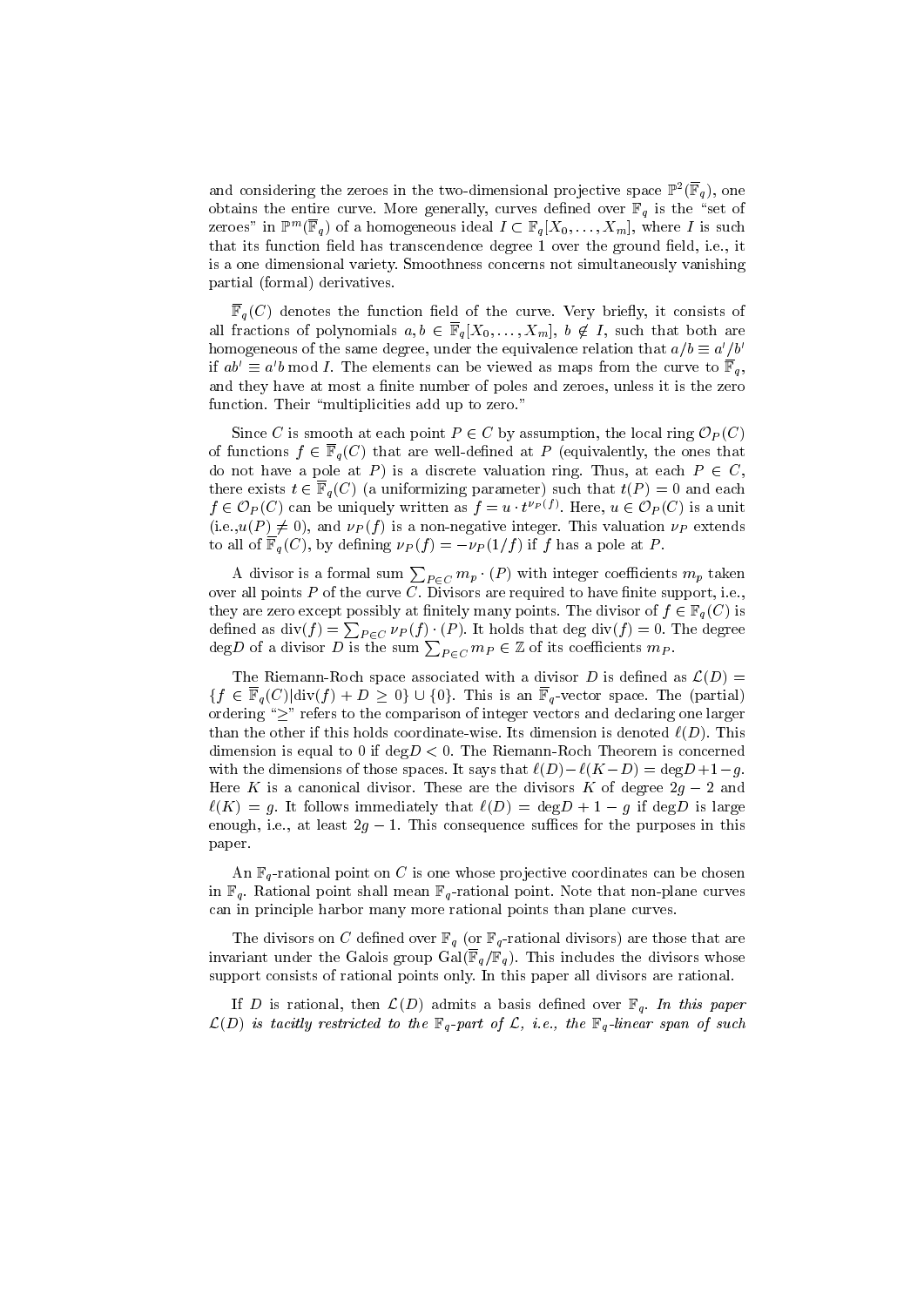and considering the zeroes in the two-dimensional projective space $\mathbb{P}^2(\overline{\mathbb{F}}_q)$, one obtains the entire curve. More generally, curves defined over $\mathbb{F}_q$ is the "set of zeroes" in $\mathbb{P}^m(\overline{\mathbb{F}}_q)$ of a homogeneous ideal $I \subset \mathbb{F}_q[X_0, \ldots, X_m]$, where $I$ is such that its function field has transcendence degree 1 over the ground field, i.e., it is a one dimensional variety. Smoothness concerns not simultaneously vanishing partial (formal) derivatives.

$\overline{\mathbb{F}}_q(C)$ denotes the function field of the curve. Very briefly, it consists of all fractions of polynomials $a, b \in \overline{\mathbb{F}}_q[X_0, \ldots, X_m]$, $b \notin I$, such that both are homogeneous of the same degree, under the equivalence relation that $a/b \equiv a'/b'$ if $ab' \equiv a'b \bmod I$. The elements can be viewed as maps from the curve to $\overline{\mathbb{F}}_q$, and they have at most a finite number of poles and zeroes, unless it is the zero function. Their "multiplicities add up to zero."

Since $C$ is smooth at each point $P \in C$ by assumption, the local ring $\mathcal{O}_P(C)$ of functions $f \in \overline{\mathbb{F}}_q(C)$ that are well-defined at $P$ (equivalently, the ones that do not have a pole at $P$) is a discrete valuation ring. Thus, at each $P \in C$, there exists $t \in \overline{\mathbb{F}}_q(C)$ (a uniformizing parameter) such that $t(P) = 0$ and each $f \in \mathcal{O}_P(C)$ can be uniquely written as $f = u \cdot t^{\nu_P(f)}$. Here, $u \in \mathcal{O}_P(C)$ is a unit (i.e.,$u(P) \neq 0$), and $\nu_P(f)$ is a non-negative integer. This valuation $\nu_P$ extends to all of $\overline{\mathbb{F}}_q(C)$, by defining $\nu_P(f) = -\nu_P(1/f)$ if $f$ has a pole at $P$.

A divisor is a formal sum $\sum_{P \in C} m_p \cdot (P)$ with integer coefficients $m_p$ taken over all points $P$ of the curve $C$. Divisors are required to have finite support, i.e., they are zero except possibly at finitely many points. The divisor of $f \in \overline{\mathbb{F}}_q(C)$ is defined as $\mathrm{div}(f) = \sum_{P \in C} \nu_P(f) \cdot (P)$. It holds that $\deg \mathrm{div}(f) = 0$. The degree $\deg D$ of a divisor $D$ is the sum $\sum_{P \in C} m_P \in \mathbb{Z}$ of its coefficients $m_P$.

The Riemann-Roch space associated with a divisor $D$ is defined as $\mathcal{L}(D) = \{f \in \overline{\mathbb{F}}_q(C) | \mathrm{div}(f) + D \geq 0\} \cup \{0\}$. This is an $\overline{\mathbb{F}}_q$-vector space. The (partial) ordering "$\geq$" refers to the comparison of integer vectors and declaring one larger than the other if this holds coordinate-wise. Its dimension is denoted $\ell(D)$. This dimension is equal to 0 if $\deg D < 0$. The Riemann-Roch Theorem is concerned with the dimensions of those spaces. It says that $\ell(D) - \ell(K - D) = \deg D + 1 - g$. Here $K$ is a canonical divisor. These are the divisors $K$ of degree $2g - 2$ and $\ell(K) = g$. It follows immediately that $\ell(D) = \deg D + 1 - g$ if $\deg D$ is large enough, i.e., at least $2g - 1$. This consequence suffices for the purposes in this paper.

An $\mathbb{F}_q$-rational point on $C$ is one whose projective coordinates can be chosen in $\mathbb{F}_q$. Rational point shall mean $\mathbb{F}_q$-rational point. Note that non-plane curves can in principle harbor many more rational points than plane curves.

The divisors on $C$ defined over $\mathbb{F}_q$ (or $\mathbb{F}_q$-rational divisors) are those that are invariant under the Galois group $\mathrm{Gal}(\overline{\mathbb{F}}_q/\mathbb{F}_q)$. This includes the divisors whose support consists of rational points only. In this paper all divisors are rational.

If $D$ is rational, then $\mathcal{L}(D)$ admits a basis defined over $\mathbb{F}_q$. *In this paper $\mathcal{L}(D)$ is tacitly restricted to the $\mathbb{F}_q$-part of $\mathcal{L}$, i.e., the $\mathbb{F}_q$-linear span of such*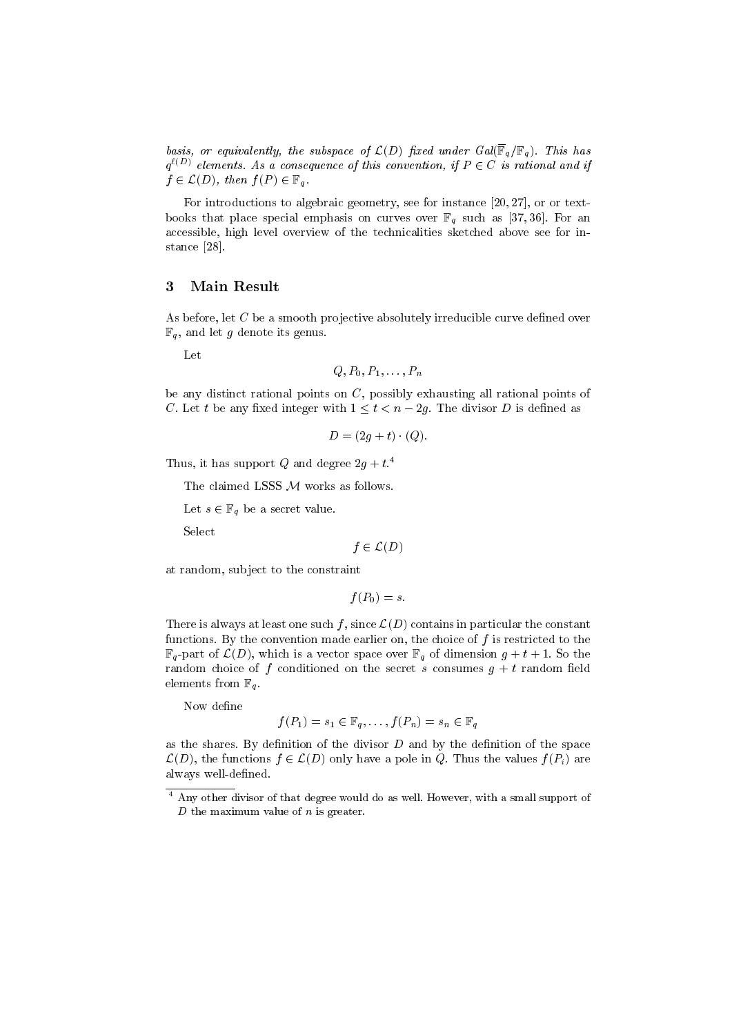*basis, or equivalently, the subspace of $\mathcal{L}(D)$ fixed under $Gal(\overline{\mathbb{F}}_q/\mathbb{F}_q)$. This has $q^{\ell(D)}$ elements. As a consequence of this convention, if $P \in C$ is rational and if $f \in \mathcal{L}(D)$, then $f(P) \in \mathbb{F}_q$.*

For introductions to algebraic geometry, see for instance [20, 27], or or textbooks that place special emphasis on curves over $\mathbb{F}_q$ such as [37, 36]. For an accessible, high level overview of the technicalities sketched above see for instance [28].

## 3 Main Result

As before, let $C$ be a smooth projective absolutely irreducible curve defined over $\mathbb{F}_q$, and let $g$ denote its genus.

Let

$$Q, P_0, P_1, \ldots, P_n$$

be any distinct rational points on $C$, possibly exhausting all rational points of $C$. Let $t$ be any fixed integer with $1 \leq t < n - 2g$. The divisor $D$ is defined as

$$D = (2g + t) \cdot (Q).$$

Thus, it has support $Q$ and degree $2g + t$.[4]

The claimed LSSS $\mathcal{M}$ works as follows.

Let $s \in \mathbb{F}_q$ be a secret value.

Select

$$f \in \mathcal{L}(D)$$

at random, subject to the constraint

$$f(P_0) = s.$$

There is always at least one such $f$, since $\mathcal{L}(D)$ contains in particular the constant functions. By the convention made earlier on, the choice of $f$ is restricted to the $\mathbb{F}_q$-part of $\mathcal{L}(D)$, which is a vector space over $\mathbb{F}_q$ of dimension $g + t + 1$. So the random choice of $f$ conditioned on the secret $s$ consumes $g + t$ random field elements from $\mathbb{F}_q$.

Now define

$$f(P_1) = s_1 \in \mathbb{F}_q, \ldots, f(P_n) = s_n \in \mathbb{F}_q$$

as the shares. By definition of the divisor $D$ and by the definition of the space $\mathcal{L}(D)$, the functions $f \in \mathcal{L}(D)$ only have a pole in $Q$. Thus the values $f(P_i)$ are always well-defined.

[4] Any other divisor of that degree would do as well. However, with a small support of $D$ the maximum value of $n$ is greater.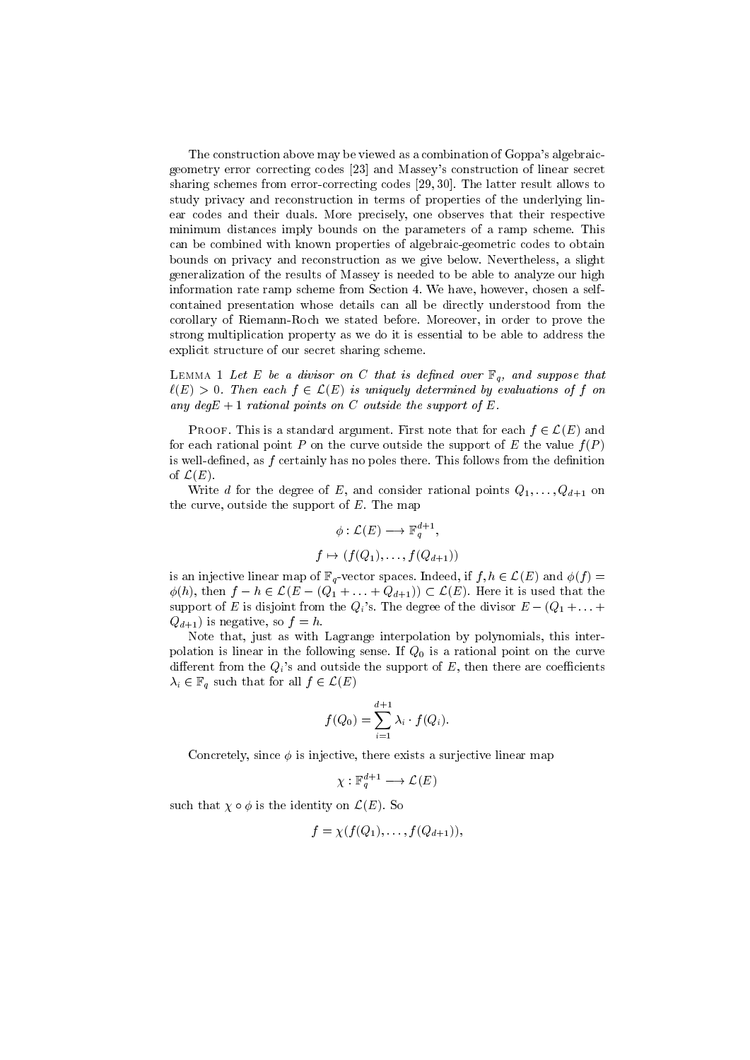The construction above may be viewed as a combination of Goppa's algebraic-geometry error correcting codes [23] and Massey's construction of linear secret sharing schemes from error-correcting codes [29, 30]. The latter result allows to study privacy and reconstruction in terms of properties of the underlying linear codes and their duals. More precisely, one observes that their respective minimum distances imply bounds on the parameters of a ramp scheme. This can be combined with known properties of algebraic-geometric codes to obtain bounds on privacy and reconstruction as we give below. Nevertheless, a slight generalization of the results of Massey is needed to be able to analyze our high information rate ramp scheme from Section 4. We have, however, chosen a self-contained presentation whose details can all be directly understood from the corollary of Riemann-Roch we stated before. Moreover, in order to prove the strong multiplication property as we do it is essential to be able to address the explicit structure of our secret sharing scheme.

Lemma 1 *Let $E$ be a divisor on $C$ that is defined over $\mathbb{F}_q$, and suppose that $\ell(E) > 0$. Then each $f \in \mathcal{L}(E)$ is uniquely determined by evaluations of $f$ on any $\deg E + 1$ rational points on $C$ outside the support of $E$.*

Proof. This is a standard argument. First note that for each $f \in \mathcal{L}(E)$ and for each rational point $P$ on the curve outside the support of $E$ the value $f(P)$ is well-defined, as $f$ certainly has no poles there. This follows from the definition of $\mathcal{L}(E)$.

Write $d$ for the degree of $E$, and consider rational points $Q_1, \ldots, Q_{d+1}$ on the curve, outside the support of $E$. The map

$$\phi : \mathcal{L}(E) \longrightarrow \mathbb{F}_q^{d+1},$$

$$f \mapsto (f(Q_1), \ldots, f(Q_{d+1}))$$

is an injective linear map of $\mathbb{F}_q$-vector spaces. Indeed, if $f, h \in \mathcal{L}(E)$ and $\phi(f) = \phi(h)$, then $f - h \in \mathcal{L}(E - (Q_1 + \ldots + Q_{d+1})) \subset \mathcal{L}(E)$. Here it is used that the support of $E$ is disjoint from the $Q_i$'s. The degree of the divisor $E - (Q_1 + \ldots + Q_{d+1})$ is negative, so $f = h$.

Note that, just as with Lagrange interpolation by polynomials, this interpolation is linear in the following sense. If $Q_0$ is a rational point on the curve different from the $Q_i$'s and outside the support of $E$, then there are coefficients $\lambda_i \in \mathbb{F}_q$ such that for all $f \in \mathcal{L}(E)$

$$f(Q_0) = \sum_{i=1}^{d+1} \lambda_i \cdot f(Q_i).$$

Concretely, since $\phi$ is injective, there exists a surjective linear map

$$\chi : \mathbb{F}_q^{d+1} \longrightarrow \mathcal{L}(E)$$

such that $\chi \circ \phi$ is the identity on $\mathcal{L}(E)$. So

$$f = \chi(f(Q_1), \ldots, f(Q_{d+1})),$$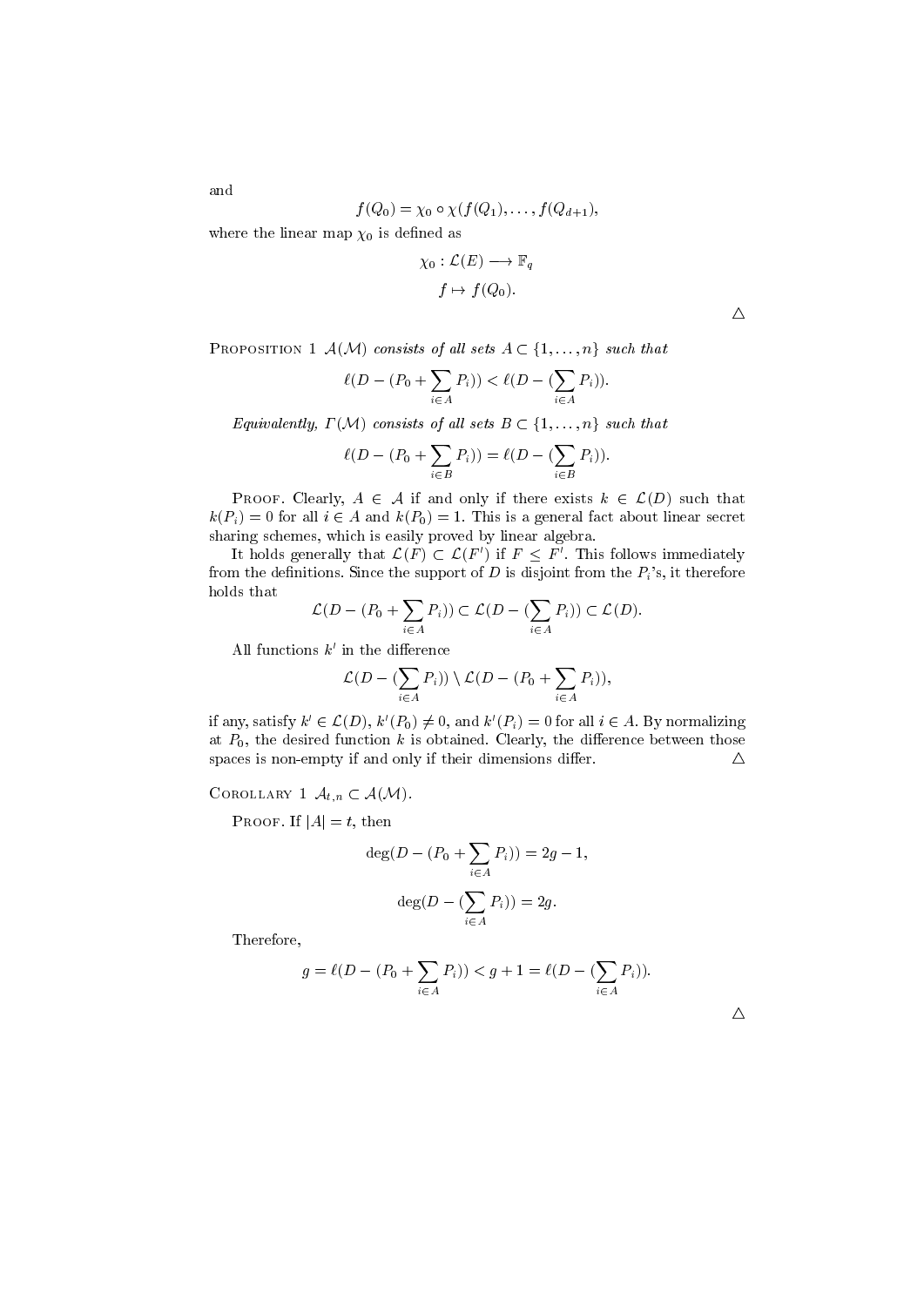and

$$f(Q_0) = \chi_0 \circ \chi(f(Q_1), \ldots, f(Q_{d+1}),$$

where the linear map $\chi_0$ is defined as

$$\chi_0 : \mathcal{L}(E) \longrightarrow \mathbb{F}_q$$

$$f \mapsto f(Q_0).$$

$\triangle$

Proposition 1 *$\mathcal{A}(\mathcal{M})$ consists of all sets $A \subset \{1, \ldots, n\}$ such that*

$$\ell(D - (P_0 + \sum_{i \in A} P_i)) < \ell(D - (\sum_{i \in A} P_i)).$$

*Equivalently, $\Gamma(\mathcal{M})$ consists of all sets $B \subset \{1, \ldots, n\}$ such that*

$$\ell(D - (P_0 + \sum_{i \in B} P_i)) = \ell(D - (\sum_{i \in B} P_i)).$$

Proof. Clearly, $A \in \mathcal{A}$ if and only if there exists $k \in \mathcal{L}(D)$ such that $k(P_i) = 0$ for all $i \in A$ and $k(P_0) = 1$. This is a general fact about linear secret sharing schemes, which is easily proved by linear algebra.

It holds generally that $\mathcal{L}(F) \subset \mathcal{L}(F')$ if $F \leq F'$. This follows immediately from the definitions. Since the support of $D$ is disjoint from the $P_i$'s, it therefore holds that

$$\mathcal{L}(D - (P_0 + \sum_{i \in A} P_i)) \subset \mathcal{L}(D - (\sum_{i \in A} P_i)) \subset \mathcal{L}(D).$$

All functions $k'$ in the difference

$$\mathcal{L}(D - (\sum_{i \in A} P_i)) \setminus \mathcal{L}(D - (P_0 + \sum_{i \in A} P_i)),$$

if any, satisfy $k' \in \mathcal{L}(D)$, $k'(P_0) \neq 0$, and $k'(P_i) = 0$ for all $i \in A$. By normalizing at $P_0$, the desired function $k$ is obtained. Clearly, the difference between those spaces is non-empty if and only if their dimensions differ. $\triangle$

Corollary 1 *$\mathcal{A}_{t,n} \subset \mathcal{A}(\mathcal{M})$.*

Proof. If $|A| = t$, then

$$\deg(D - (P_0 + \sum_{i \in A} P_i)) = 2g - 1,$$

$$\deg(D - (\sum_{i \in A} P_i)) = 2g.$$

Therefore,

$$g = \ell(D - (P_0 + \sum_{i \in A} P_i)) < g + 1 = \ell(D - (\sum_{i \in A} P_i)).$$

$\triangle$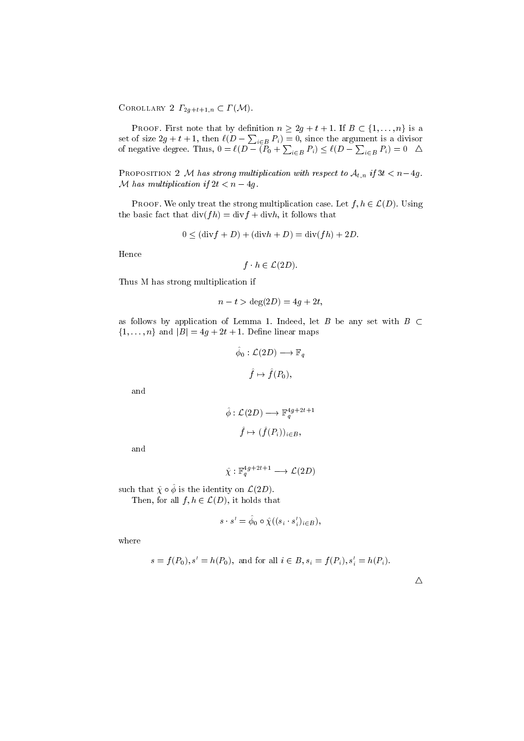Corollary 2 *$\Gamma_{2g+t+1,n} \subset \Gamma(\mathcal{M})$.*

Proof. First note that by definition $n \geq 2g+t+1$. If $B \subset \{1,\ldots,n\}$ is a set of size $2g+t+1$, then $\ell(D - \sum_{i\in B} P_i) = 0$, since the argument is a divisor of negative degree. Thus, $0 = \ell(D - (P_0 + \sum_{i\in B} P_i) \leq \ell(D - \sum_{i\in B} P_i) = 0$ $\triangle$

Proposition 2 *$\mathcal{M}$ has strong multiplication with respect to $\mathcal{A}_{t,n}$ if $3t < n-4g$. $\mathcal{M}$ has multiplication if $2t < n-4g$.*

Proof. We only treat the strong multiplication case. Let $f, h \in \mathcal{L}(D)$. Using the basic fact that $\mathrm{div}(fh) = \mathrm{div} f + \mathrm{div} h$, it follows that

$$0 \leq (\mathrm{div} f + D) + (\mathrm{div} h + D) = \mathrm{div}(fh) + 2D.$$

Hence

$$f \cdot h \in \mathcal{L}(2D).$$

Thus M has strong multiplication if

$$n - t > \deg(2D) = 4g + 2t,$$

as follows by application of Lemma 1. Indeed, let $B$ be any set with $B \subset \{1,\ldots,n\}$ and $|B| = 4g+2t+1$. Define linear maps

$$\hat{\phi}_0 : \mathcal{L}(2D) \longrightarrow \mathbb{F}_q$$

$$\hat{f} \mapsto \hat{f}(P_0),$$

and

$$\hat{\phi} : \mathcal{L}(2D) \longrightarrow \mathbb{F}_q^{4g+2t+1}$$

$$\hat{f} \mapsto (\hat{f}(P_i))_{i\in B},$$

and

$$\hat{\chi} : \mathbb{F}_q^{4g+2t+1} \longrightarrow \mathcal{L}(2D)$$

such that $\hat{\chi} \circ \hat{\phi}$ is the identity on $\mathcal{L}(2D)$.

Then, for all $f, h \in \mathcal{L}(D)$, it holds that

$$s \cdot s' = \hat{\phi}_0 \circ \hat{\chi}((s_i \cdot s'_i)_{i\in B}),$$

where

$$s = f(P_0), s' = h(P_0), \text{ and for all } i \in B, s_i = f(P_i), s'_i = h(P_i).$$

$\triangle$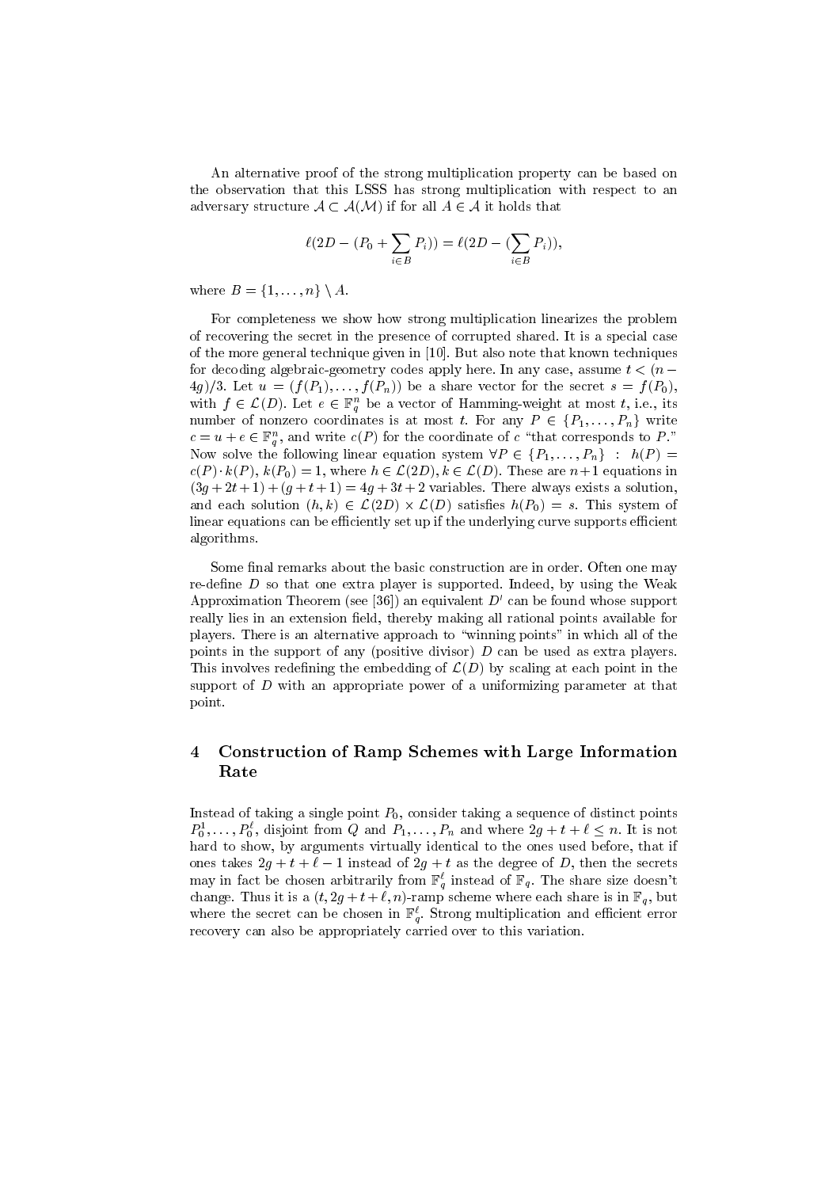An alternative proof of the strong multiplication property can be based on the observation that this LSSS has strong multiplication with respect to an adversary structure $\mathcal{A} \subset \mathcal{A}(\mathcal{M})$ if for all $A \in \mathcal{A}$ it holds that

$$\ell(2D - (P_0 + \sum_{i \in B} P_i)) = \ell(2D - (\sum_{i \in B} P_i)),$$

where $B = \{1, \ldots, n\} \setminus A$.

For completeness we show how strong multiplication linearizes the problem of recovering the secret in the presence of corrupted shared. It is a special case of the more general technique given in [10]. But also note that known techniques for decoding algebraic-geometry codes apply here. In any case, assume $t < (n - 4g)/3$. Let $u = (f(P_1), \ldots, f(P_n))$ be a share vector for the secret $s = f(P_0)$, with $f \in \mathcal{L}(D)$. Let $e \in \mathbb{F}_q^n$ be a vector of Hamming-weight at most $t$, i.e., its number of nonzero coordinates is at most $t$. For any $P \in \{P_1, \ldots, P_n\}$ write $c = u + e \in \mathbb{F}_q^n$, and write $c(P)$ for the coordinate of $c$ "that corresponds to $P$." Now solve the following linear equation system $\forall P \in \{P_1, \ldots, P_n\} \;:\; h(P) = c(P) \cdot k(P)$, $k(P_0) = 1$, where $h \in \mathcal{L}(2D)$, $k \in \mathcal{L}(D)$. These are $n+1$ equations in $(3g + 2t + 1) + (g + t + 1) = 4g + 3t + 2$ variables. There always exists a solution, and each solution $(h, k) \in \mathcal{L}(2D) \times \mathcal{L}(D)$ satisfies $h(P_0) = s$. This system of linear equations can be efficiently set up if the underlying curve supports efficient algorithms.

Some final remarks about the basic construction are in order. Often one may re-define $D$ so that one extra player is supported. Indeed, by using the Weak Approximation Theorem (see [36]) an equivalent $D'$ can be found whose support really lies in an extension field, thereby making all rational points available for players. There is an alternative approach to "winning points" in which all of the points in the support of any (positive divisor) $D$ can be used as extra players. This involves redefining the embedding of $\mathcal{L}(D)$ by scaling at each point in the support of $D$ with an appropriate power of a uniformizing parameter at that point.

## 4 Construction of Ramp Schemes with Large Information Rate

Instead of taking a single point $P_0$, consider taking a sequence of distinct points $P_0^1, \ldots, P_0^\ell$, disjoint from $Q$ and $P_1, \ldots, P_n$ and where $2g + t + \ell \leq n$. It is not hard to show, by arguments virtually identical to the ones used before, that if ones takes $2g + t + \ell - 1$ instead of $2g + t$ as the degree of $D$, then the secrets may in fact be chosen arbitrarily from $\mathbb{F}_q^\ell$ instead of $\mathbb{F}_q$. The share size doesn't change. Thus it is a $(t, 2g + t + \ell, n)$-ramp scheme where each share is in $\mathbb{F}_q$, but where the secret can be chosen in $\mathbb{F}_q^\ell$. Strong multiplication and efficient error recovery can also be appropriately carried over to this variation.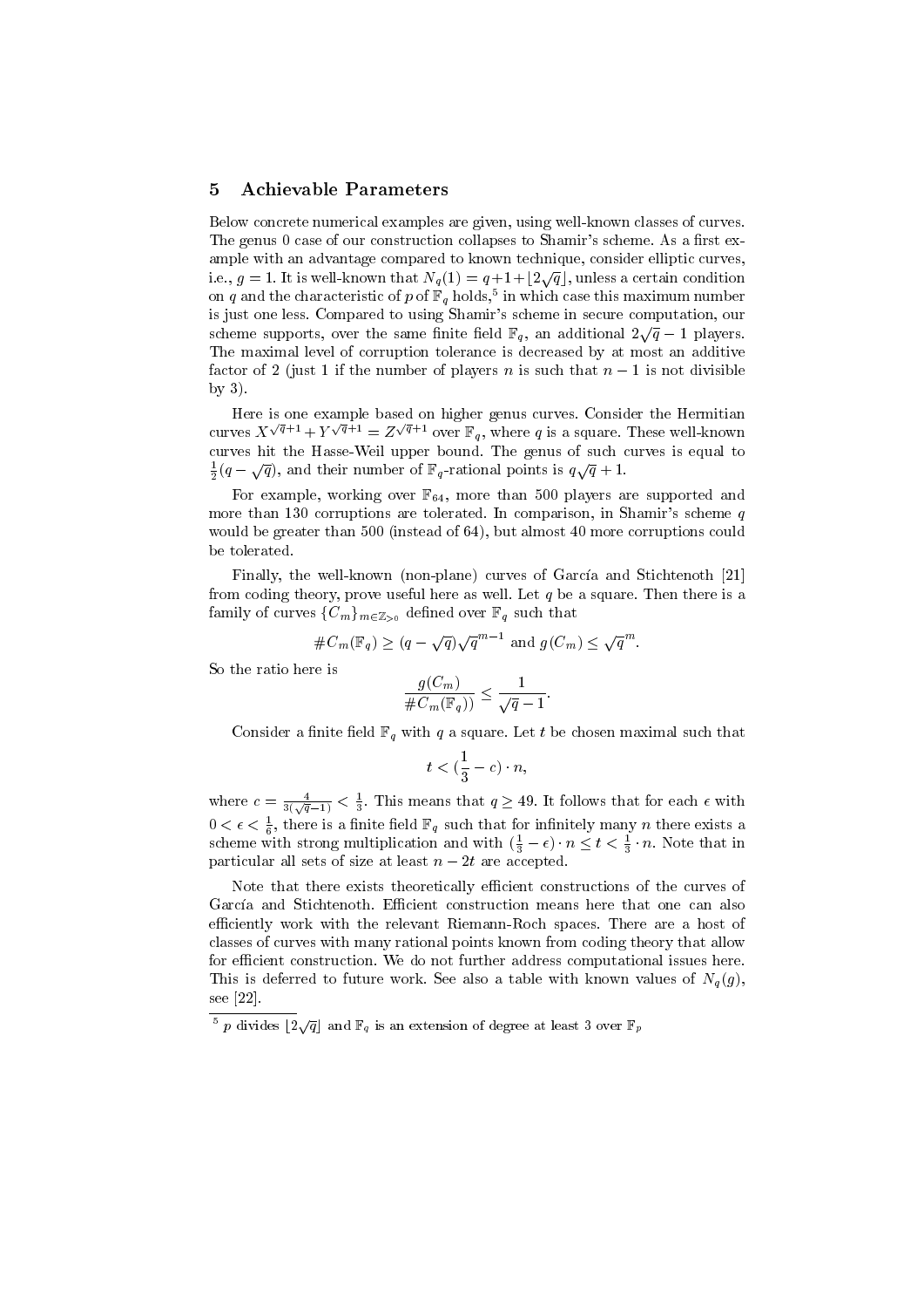## 5 Achievable Parameters

Below concrete numerical examples are given, using well-known classes of curves. The genus 0 case of our construction collapses to Shamir's scheme. As a first example with an advantage compared to known technique, consider elliptic curves, i.e., $g = 1$. It is well-known that $N_q(1) = q+1+\lfloor 2\sqrt{q} \rfloor$, unless a certain condition on $q$ and the characteristic of $p$ of $\mathbb{F}_q$ holds,[5] in which case this maximum number is just one less. Compared to using Shamir's scheme in secure computation, our scheme supports, over the same finite field $\mathbb{F}_q$, an additional $2\sqrt{q} - 1$ players. The maximal level of corruption tolerance is decreased by at most an additive factor of 2 (just 1 if the number of players $n$ is such that $n - 1$ is not divisible by 3).

Here is one example based on higher genus curves. Consider the Hermitian curves $X^{\sqrt{q}+1} + Y^{\sqrt{q}+1} = Z^{\sqrt{q}+1}$ over $\mathbb{F}_q$, where $q$ is a square. These well-known curves hit the Hasse-Weil upper bound. The genus of such curves is equal to $\frac{1}{2}(q - \sqrt{q})$, and their number of $\mathbb{F}_q$-rational points is $q\sqrt{q} + 1$.

For example, working over $\mathbb{F}_{64}$, more than 500 players are supported and more than 130 corruptions are tolerated. In comparison, in Shamir's scheme $q$ would be greater than 500 (instead of 64), but almost 40 more corruptions could be tolerated.

Finally, the well-known (non-plane) curves of García and Stichtenoth [21] from coding theory, prove useful here as well. Let $q$ be a square. Then there is a family of curves $\{C_m\}_{m\in\mathbb{Z}_{>0}}$ defined over $\mathbb{F}_q$ such that

$$\#C_m(\mathbb{F}_q) \geq (q - \sqrt{q})\sqrt{q}^{m-1} \text{ and } g(C_m) \leq \sqrt{q}^m.$$

So the ratio here is

$$\frac{g(C_m)}{\#C_m(\mathbb{F}_q))} \leq \frac{1}{\sqrt{q} - 1}.$$

Consider a finite field $\mathbb{F}_q$ with $q$ a square. Let $t$ be chosen maximal such that

$$t < (\frac{1}{3} - c) \cdot n,$$

where $c = \frac{4}{3(\sqrt{q}-1)} < \frac{1}{3}$. This means that $q \geq 49$. It follows that for each $\epsilon$ with $0 < \epsilon < \frac{1}{6}$, there is a finite field $\mathbb{F}_q$ such that for infinitely many $n$ there exists a scheme with strong multiplication and with $(\frac{1}{3} - \epsilon) \cdot n \leq t < \frac{1}{3} \cdot n$. Note that in particular all sets of size at least $n - 2t$ are accepted.

Note that there exists theoretically efficient constructions of the curves of García and Stichtenoth. Efficient construction means here that one can also efficiently work with the relevant Riemann-Roch spaces. There are a host of classes of curves with many rational points known from coding theory that allow for efficient construction. We do not further address computational issues here. This is deferred to future work. See also a table with known values of $N_q(g)$, see [22].

[5] $p$ divides $\lfloor 2\sqrt{q} \rfloor$ and $\mathbb{F}_q$ is an extension of degree at least 3 over $\mathbb{F}_p$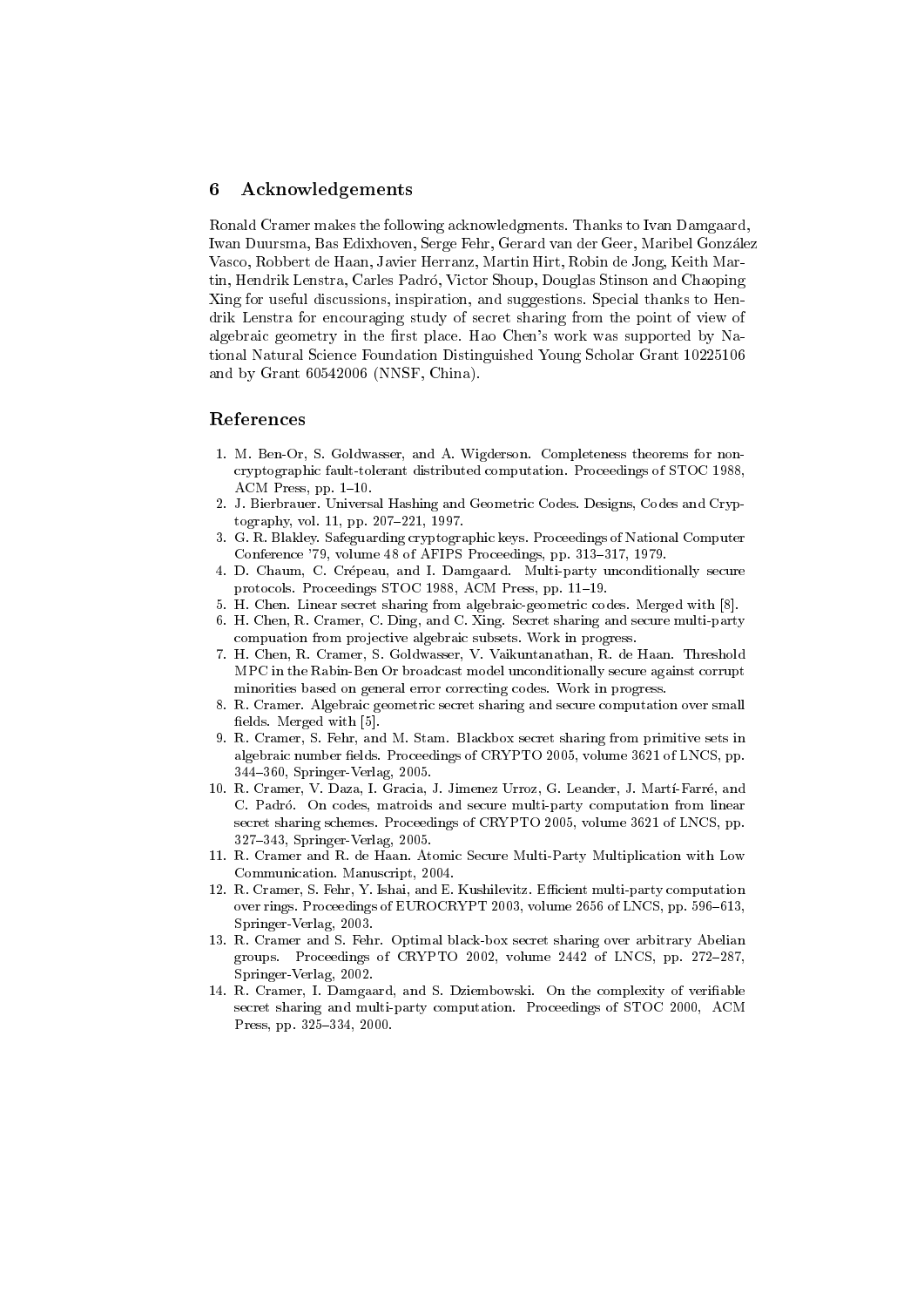## 6 Acknowledgements

Ronald Cramer makes the following acknowledgments. Thanks to Ivan Damgaard, Iwan Duursma, Bas Edixhoven, Serge Fehr, Gerard van der Geer, Maribel González Vasco, Robbert de Haan, Javier Herranz, Martin Hirt, Robin de Jong, Keith Martin, Hendrik Lenstra, Carles Padró, Victor Shoup, Douglas Stinson and Chaoping Xing for useful discussions, inspiration, and suggestions. Special thanks to Hendrik Lenstra for encouraging study of secret sharing from the point of view of algebraic geometry in the first place. Hao Chen's work was supported by National Natural Science Foundation Distinguished Young Scholar Grant 10225106 and by Grant 60542006 (NNSF, China).

## References

1. M. Ben-Or, S. Goldwasser, and A. Wigderson. Completeness theorems for non-cryptographic fault-tolerant distributed computation. Proceedings of STOC 1988, ACM Press, pp. 1–10.
2. J. Bierbrauer. Universal Hashing and Geometric Codes. Designs, Codes and Cryptography, vol. 11, pp. 207–221, 1997.
3. G. R. Blakley. Safeguarding cryptographic keys. Proceedings of National Computer Conference '79, volume 48 of AFIPS Proceedings, pp. 313–317, 1979.
4. D. Chaum, C. Crépeau, and I. Damgaard. Multi-party unconditionally secure protocols. Proceedings STOC 1988, ACM Press, pp. 11–19.
5. H. Chen. Linear secret sharing from algebraic-geometric codes. Merged with [8].
6. H. Chen, R. Cramer, C. Ding, and C. Xing. Secret sharing and secure multi-party compuation from projective algebraic subsets. Work in progress.
7. H. Chen, R. Cramer, S. Goldwasser, V. Vaikuntanathan, R. de Haan. Threshold MPC in the Rabin-Ben Or broadcast model unconditionally secure against corrupt minorities based on general error correcting codes. Work in progress.
8. R. Cramer. Algebraic geometric secret sharing and secure computation over small fields. Merged with [5].
9. R. Cramer, S. Fehr, and M. Stam. Blackbox secret sharing from primitive sets in algebraic number fields. Proceedings of CRYPTO 2005, volume 3621 of LNCS, pp. 344–360, Springer-Verlag, 2005.
10. R. Cramer, V. Daza, I. Gracia, J. Jimenez Urroz, G. Leander, J. Martí-Farré, and C. Padró. On codes, matroids and secure multi-party computation from linear secret sharing schemes. Proceedings of CRYPTO 2005, volume 3621 of LNCS, pp. 327–343, Springer-Verlag, 2005.
11. R. Cramer and R. de Haan. Atomic Secure Multi-Party Multiplication with Low Communication. Manuscript, 2004.
12. R. Cramer, S. Fehr, Y. Ishai, and E. Kushilevitz. Efficient multi-party computation over rings. Proceedings of EUROCRYPT 2003, volume 2656 of LNCS, pp. 596–613, Springer-Verlag, 2003.
13. R. Cramer and S. Fehr. Optimal black-box secret sharing over arbitrary Abelian groups. Proceedings of CRYPTO 2002, volume 2442 of LNCS, pp. 272–287, Springer-Verlag, 2002.
14. R. Cramer, I. Damgaard, and S. Dziembowski. On the complexity of verifiable secret sharing and multi-party computation. Proceedings of STOC 2000, ACM Press, pp. 325–334, 2000.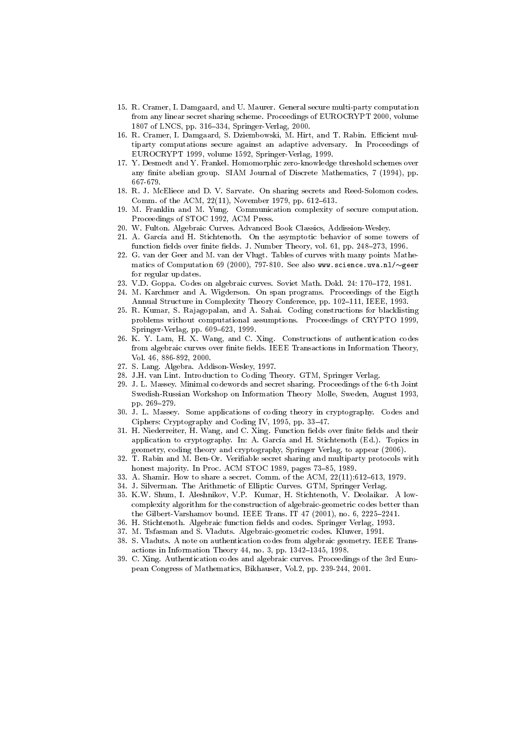15. R. Cramer, I. Damgaard, and U. Maurer. General secure multi-party computation from any linear secret sharing scheme. Proceedings of EUROCRYPT 2000, volume 1807 of LNCS, pp. 316–334, Springer-Verlag, 2000.
16. R. Cramer, I. Damgaard, S. Dziembowski, M. Hirt, and T. Rabin. Efficient multiparty computations secure against an adaptive adversary. In Proceedings of EUROCRYPT 1999, volume 1592, Springer-Verlag, 1999.
17. Y. Desmedt and Y. Frankel. Homomorphic zero-knowledge threshold schemes over any finite abelian group. SIAM Journal of Discrete Mathematics, 7 (1994), pp. 667-679.
18. R. J. McEliece and D. V. Sarvate. On sharing secrets and Reed-Solomon codes. Comm. of the ACM, 22(11), November 1979, pp. 612–613.
19. M. Franklin and M. Yung. Communication complexity of secure computation. Proceedings of STOC 1992, ACM Press.
20. W. Fulton. Algebraic Curves. Advanced Book Classics, Addission-Wesley.
21. A. García and H. Stichtenoth. On the asymptotic behavior of some towers of function fields over finite fields. J. Number Theory, vol. 61, pp. 248–273, 1996.
22. G. van der Geer and M. van der Vlugt. Tables of curves with many points Mathematics of Computation 69 (2000), 797-810. See also `www.science.uva.nl/~geer` for regular updates.
23. V.D. Goppa. Codes on algebraic curves. Soviet Math. Dokl. 24: 170–172, 1981.
24. M. Karchmer and A. Wigderson. On span programs. Proceedings of the Eigth Annual Structure in Complexity Theory Conference, pp. 102–111, IEEE, 1993.
25. R. Kumar, S. Rajagopalan, and A. Sahai. Coding constructions for blacklisting problems without computational assumptions. Proceedings of CRYPTO 1999, Springer-Verlag, pp. 609–623, 1999.
26. K. Y. Lam, H. X. Wang, and C. Xing. Constructions of authentication codes from algebraic curves over finite fields. IEEE Transactions in Information Theory, Vol. 46, 886-892, 2000.
27. S. Lang. Algebra. Addison-Wesley, 1997.
28. J.H. van Lint. Introduction to Coding Theory. GTM, Springer Verlag.
29. J. L. Massey. Minimal codewords and secret sharing. Proceedings of the 6-th Joint Swedish-Russian Workshop on Information Theory Molle, Sweden, August 1993, pp. 269–279.
30. J. L. Massey. Some applications of coding theory in cryptography. Codes and Ciphers: Cryptography and Coding IV, 1995, pp. 33–47.
31. H. Niederreiter, H. Wang, and C. Xing. Function fields over finite fields and their application to cryptography. In: A. García and H. Stichtenoth (Ed.). Topics in geometry, coding theory and cryptography, Springer Verlag, to appear (2006).
32. T. Rabin and M. Ben-Or. Verifiable secret sharing and multiparty protocols with honest majority. In Proc. ACM STOC 1989, pages 73–85, 1989.
33. A. Shamir. How to share a secret. Comm. of the ACM, 22(11):612–613, 1979.
34. J. Silverman. The Arithmetic of Elliptic Curves. GTM, Springer Verlag.
35. K.W. Shum, I. Aleshnikov, V.P. Kumar, H. Stichtenoth, V. Deolaikar. A low-complexity algorithm for the construction of algebraic-geometric codes better than the Gilbert-Varshamov bound. IEEE Trans. IT 47 (2001), no. 6, 2225–2241.
36. H. Stichtenoth. Algebraic function fields and codes. Springer Verlag, 1993.
37. M. Tsfasman and S. Vladuts. Algebraic-geometric codes. Kluwer, 1991.
38. S. Vladuts. A note on authentication codes from algebraic geometry. IEEE Transactions in Information Theory 44, no. 3, pp. 1342–1345, 1998.
39. C. Xing. Authentication codes and algebraic curves. Proceedings of the 3rd European Congress of Mathematics, Bikhauser, Vol.2, pp. 239-244, 2001.